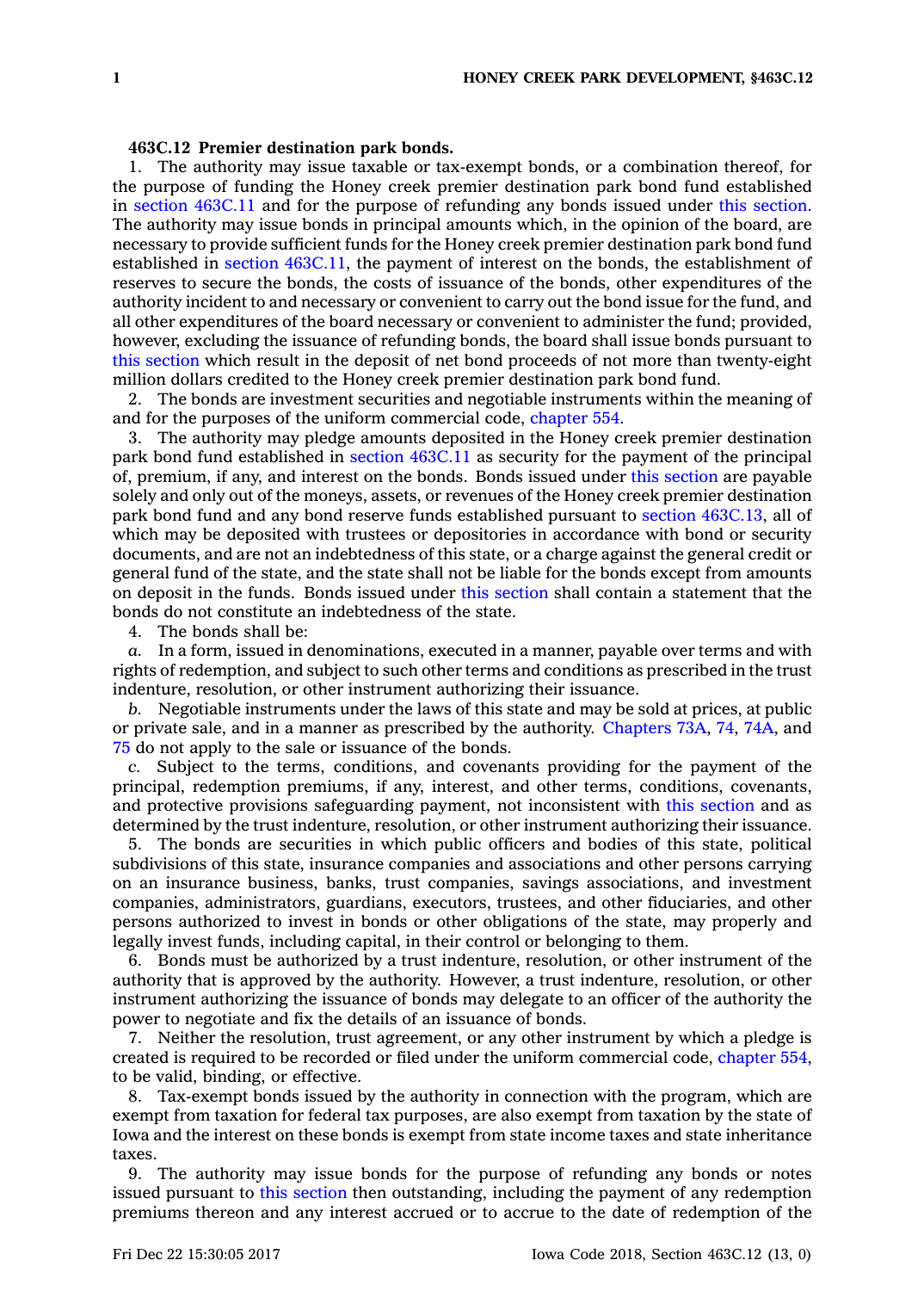**463C.12 Premier destination park bonds.**

1. The authority may issue taxable or tax-exempt bonds, or a combination thereof, for the purpose of funding the Honey creek premier destination park bond fund established in section 463C.11 and for the purpose of refunding any bonds issued under this section. The authority may issue bonds in principal amounts which, in the opinion of the board, are necessary to provide sufficient funds for the Honey creek premier destination park bond fund established in section 463C.11, the payment of interest on the bonds, the establishment of reserves to secure the bonds, the costs of issuance of the bonds, other expenditures of the authority incident to and necessary or convenient to carry out the bond issue for the fund, and all other expenditures of the board necessary or convenient to administer the fund; provided, however, excluding the issuance of refunding bonds, the board shall issue bonds pursuant to this section which result in the deposit of net bond proceeds of not more than twenty-eight million dollars credited to the Honey creek premier destination park bond fund.

2. The bonds are investment securities and negotiable instruments within the meaning of and for the purposes of the uniform commercial code, chapter 554.

3. The authority may pledge amounts deposited in the Honey creek premier destination park bond fund established in section 463C.11 as security for the payment of the principal of, premium, if any, and interest on the bonds. Bonds issued under this section are payable solely and only out of the moneys, assets, or revenues of the Honey creek premier destination park bond fund and any bond reserve funds established pursuant to section 463C.13, all of which may be deposited with trustees or depositories in accordance with bond or security documents, and are not an indebtedness of this state, or a charge against the general credit or general fund of the state, and the state shall not be liable for the bonds except from amounts on deposit in the funds. Bonds issued under this section shall contain a statement that the bonds do not constitute an indebtedness of the state.

4. The bonds shall be:

*a.* In a form, issued in denominations, executed in a manner, payable over terms and with rights of redemption, and subject to such other terms and conditions as prescribed in the trust indenture, resolution, or other instrument authorizing their issuance.

*b.* Negotiable instruments under the laws of this state and may be sold at prices, at public or private sale, and in a manner as prescribed by the authority. Chapters 73A, 74, 74A, and 75 do not apply to the sale or issuance of the bonds.

*c.* Subject to the terms, conditions, and covenants providing for the payment of the principal, redemption premiums, if any, interest, and other terms, conditions, covenants, and protective provisions safeguarding payment, not inconsistent with this section and as determined by the trust indenture, resolution, or other instrument authorizing their issuance.

5. The bonds are securities in which public officers and bodies of this state, political subdivisions of this state, insurance companies and associations and other persons carrying on an insurance business, banks, trust companies, savings associations, and investment companies, administrators, guardians, executors, trustees, and other fiduciaries, and other persons authorized to invest in bonds or other obligations of the state, may properly and legally invest funds, including capital, in their control or belonging to them.

6. Bonds must be authorized by a trust indenture, resolution, or other instrument of the authority that is approved by the authority. However, a trust indenture, resolution, or other instrument authorizing the issuance of bonds may delegate to an officer of the authority the power to negotiate and fix the details of an issuance of bonds.

7. Neither the resolution, trust agreement, or any other instrument by which a pledge is created is required to be recorded or filed under the uniform commercial code, chapter 554, to be valid, binding, or effective.

8. Tax-exempt bonds issued by the authority in connection with the program, which are exempt from taxation for federal tax purposes, are also exempt from taxation by the state of Iowa and the interest on these bonds is exempt from state income taxes and state inheritance taxes.

9. The authority may issue bonds for the purpose of refunding any bonds or notes issued pursuant to this section then outstanding, including the payment of any redemption premiums thereon and any interest accrued or to accrue to the date of redemption of the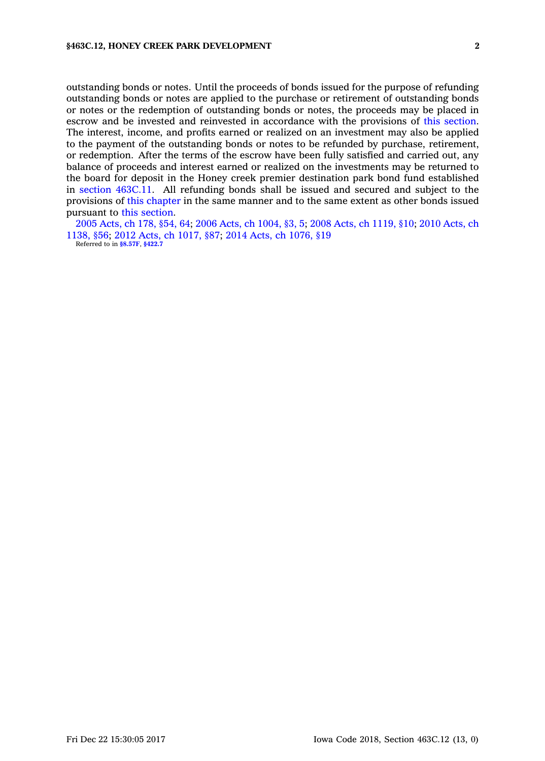outstanding bonds or notes. Until the proceeds of bonds issued for the purpose of refunding outstanding bonds or notes are applied to the purchase or retirement of outstanding bonds or notes or the redemption of outstanding bonds or notes, the proceeds may be placed in escrow and be invested and reinvested in accordance with the provisions of this section. The interest, income, and profits earned or realized on an investment may also be applied to the payment of the outstanding bonds or notes to be refunded by purchase, retirement, or redemption. After the terms of the escrow have been fully satisfied and carried out, any balance of proceeds and interest earned or realized on the investments may be returned to the board for deposit in the Honey creek premier destination park bond fund established in section 463C.11. All refunding bonds shall be issued and secured and subject to the provisions of this chapter in the same manner and to the same extent as other bonds issued pursuant to this section.

2005 Acts, ch 178, §54, 64; 2006 Acts, ch 1004, §3, 5; 2008 Acts, ch 1119, §10; 2010 Acts, ch 1138, §56; 2012 Acts, ch 1017, §87; 2014 Acts, ch 1076, §19

Referred to in **§8.57F**, **§422.7**